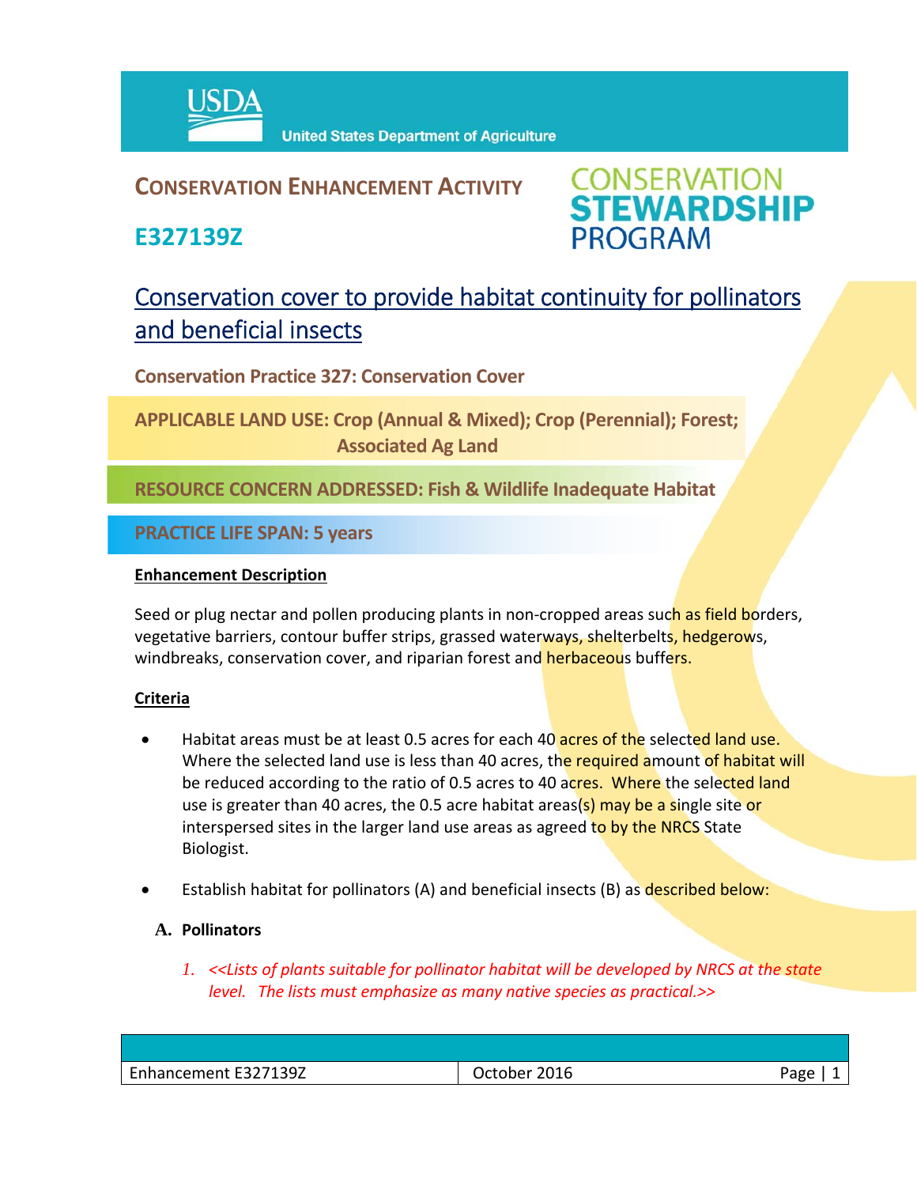USDA United States Department of Agriculture

## CONSERVATION ENHANCEMENT ACTIVITY

# E327139Z

CONSERVATION STEWARDSHIP PROGRAM

# Conservation cover to provide habitat continuity for pollinators and beneficial insects

**Conservation Practice 327: Conservation Cover**

**APPLICABLE LAND USE: Crop (Annual & Mixed); Crop (Perennial); Forest; Associated Ag Land**

**RESOURCE CONCERN ADDRESSED: Fish & Wildlife Inadequate Habitat**

**PRACTICE LIFE SPAN: 5 years**

### Enhancement Description

Seed or plug nectar and pollen producing plants in non-cropped areas such as field borders, vegetative barriers, contour buffer strips, grassed waterways, shelterbelts, hedgerows, windbreaks, conservation cover, and riparian forest and herbaceous buffers.

### Criteria

- Habitat areas must be at least 0.5 acres for each 40 acres of the selected land use. Where the selected land use is less than 40 acres, the required amount of habitat will be reduced according to the ratio of 0.5 acres to 40 acres. Where the selected land use is greater than 40 acres, the 0.5 acre habitat areas(s) may be a single site or interspersed sites in the larger land use areas as agreed to by the NRCS State Biologist.
- Establish habitat for pollinators (A) and beneficial insects (B) as described below:

**A. Pollinators**

1. *<<Lists of plants suitable for pollinator habitat will be developed by NRCS at the state level. The lists must emphasize as many native species as practical.>>*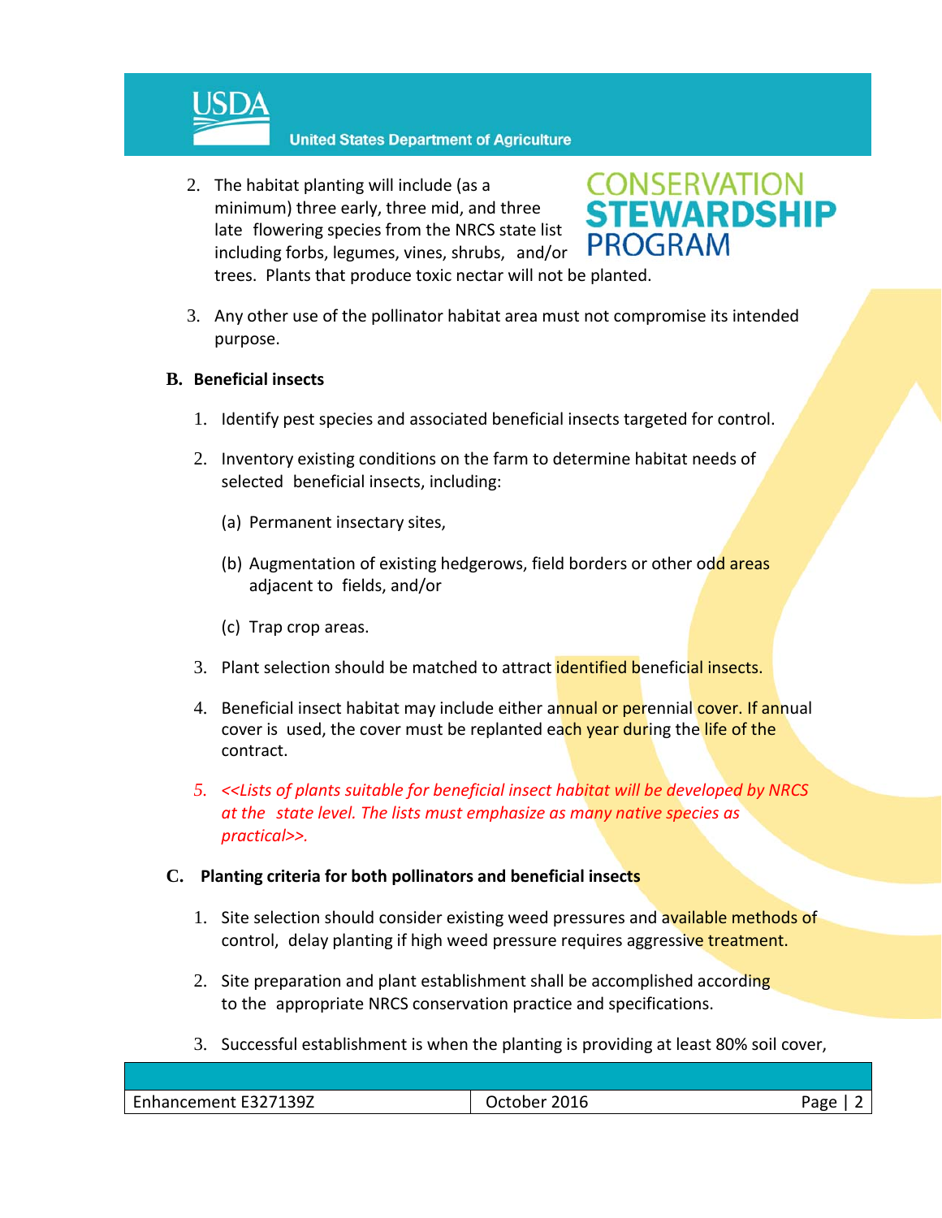2. The habitat planting will include (as a minimum) three early, three mid, and three late flowering species from the NRCS state list including forbs, legumes, vines, shrubs, and/or trees. Plants that produce toxic nectar will not be planted.

3. Any other use of the pollinator habitat area must not compromise its intended purpose.

**B. Beneficial insects**

1. Identify pest species and associated beneficial insects targeted for control.

2. Inventory existing conditions on the farm to determine habitat needs of selected beneficial insects, including:

   (a) Permanent insectary sites,

   (b) Augmentation of existing hedgerows, field borders or other odd areas adjacent to fields, and/or

   (c) Trap crop areas.

3. Plant selection should be matched to attract identified beneficial insects.

4. Beneficial insect habitat may include either annual or perennial cover. If annual cover is used, the cover must be replanted each year during the life of the contract.

5. *<<Lists of plants suitable for beneficial insect habitat will be developed by NRCS at the state level. The lists must emphasize as many native species as practical>>.*

**C. Planting criteria for both pollinators and beneficial insects**

1. Site selection should consider existing weed pressures and available methods of control, delay planting if high weed pressure requires aggressive treatment.

2. Site preparation and plant establishment shall be accomplished according to the appropriate NRCS conservation practice and specifications.

3. Successful establishment is when the planting is providing at least 80% soil cover,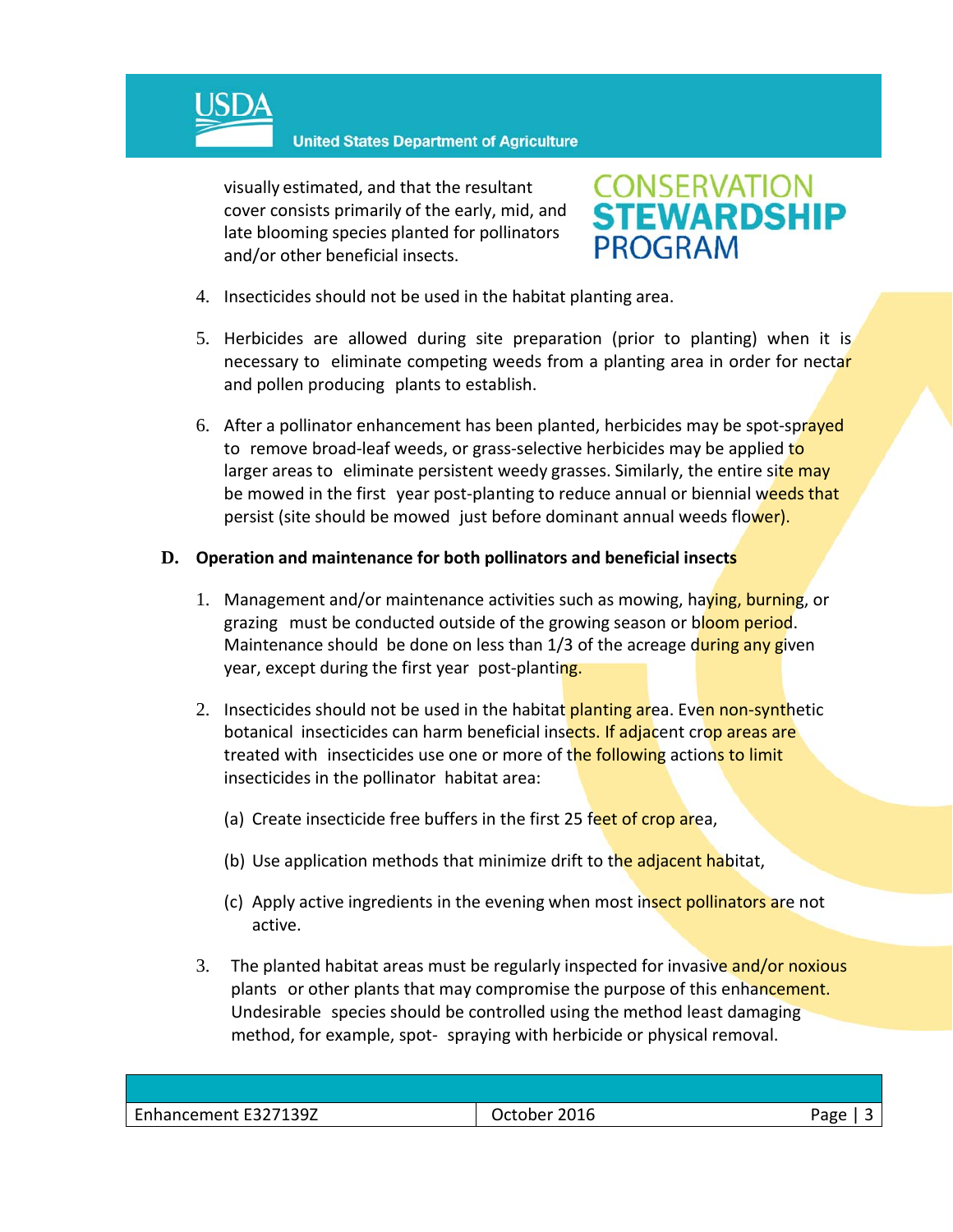visually estimated, and that the resultant cover consists primarily of the early, mid, and late blooming species planted for pollinators and/or other beneficial insects.

4. Insecticides should not be used in the habitat planting area.

5. Herbicides are allowed during site preparation (prior to planting) when it is necessary to eliminate competing weeds from a planting area in order for nectar and pollen producing plants to establish.

6. After a pollinator enhancement has been planted, herbicides may be spot-sprayed to remove broad-leaf weeds, or grass-selective herbicides may be applied to larger areas to eliminate persistent weedy grasses. Similarly, the entire site may be mowed in the first year post-planting to reduce annual or biennial weeds that persist (site should be mowed just before dominant annual weeds flower).

**D. Operation and maintenance for both pollinators and beneficial insects**

1. Management and/or maintenance activities such as mowing, haying, burning, or grazing must be conducted outside of the growing season or bloom period. Maintenance should be done on less than 1/3 of the acreage during any given year, except during the first year post-planting.

2. Insecticides should not be used in the habitat planting area. Even non-synthetic botanical insecticides can harm beneficial insects. If adjacent crop areas are treated with insecticides use one or more of the following actions to limit insecticides in the pollinator habitat area:

   (a) Create insecticide free buffers in the first 25 feet of crop area,

   (b) Use application methods that minimize drift to the adjacent habitat,

   (c) Apply active ingredients in the evening when most insect pollinators are not active.

3. The planted habitat areas must be regularly inspected for invasive and/or noxious plants or other plants that may compromise the purpose of this enhancement. Undesirable species should be controlled using the method least damaging method, for example, spot- spraying with herbicide or physical removal.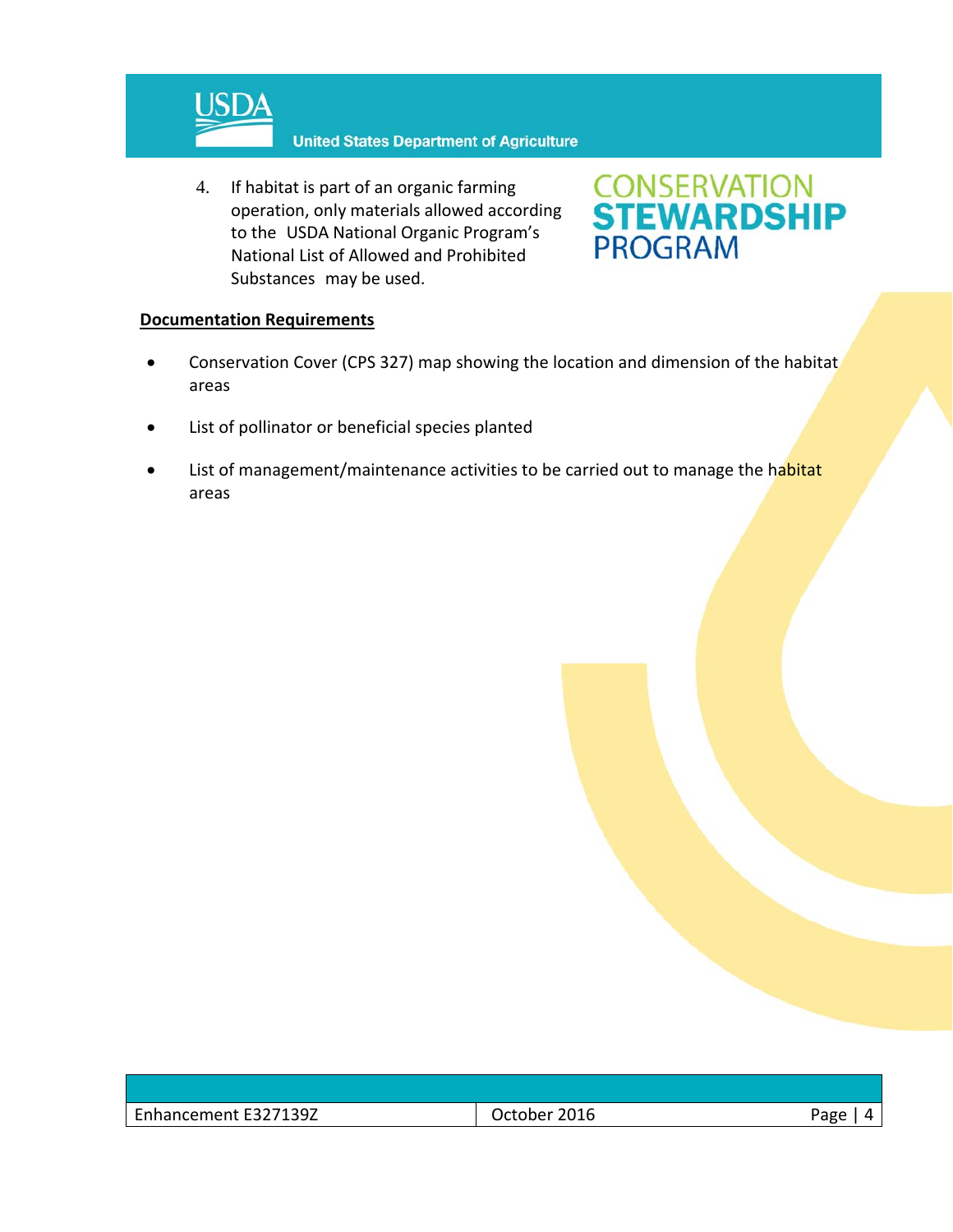4. If habitat is part of an organic farming operation, only materials allowed according to the USDA National Organic Program's National List of Allowed and Prohibited Substances may be used.

**Documentation Requirements**

- Conservation Cover (CPS 327) map showing the location and dimension of the habitat areas
- List of pollinator or beneficial species planted
- List of management/maintenance activities to be carried out to manage the habitat areas